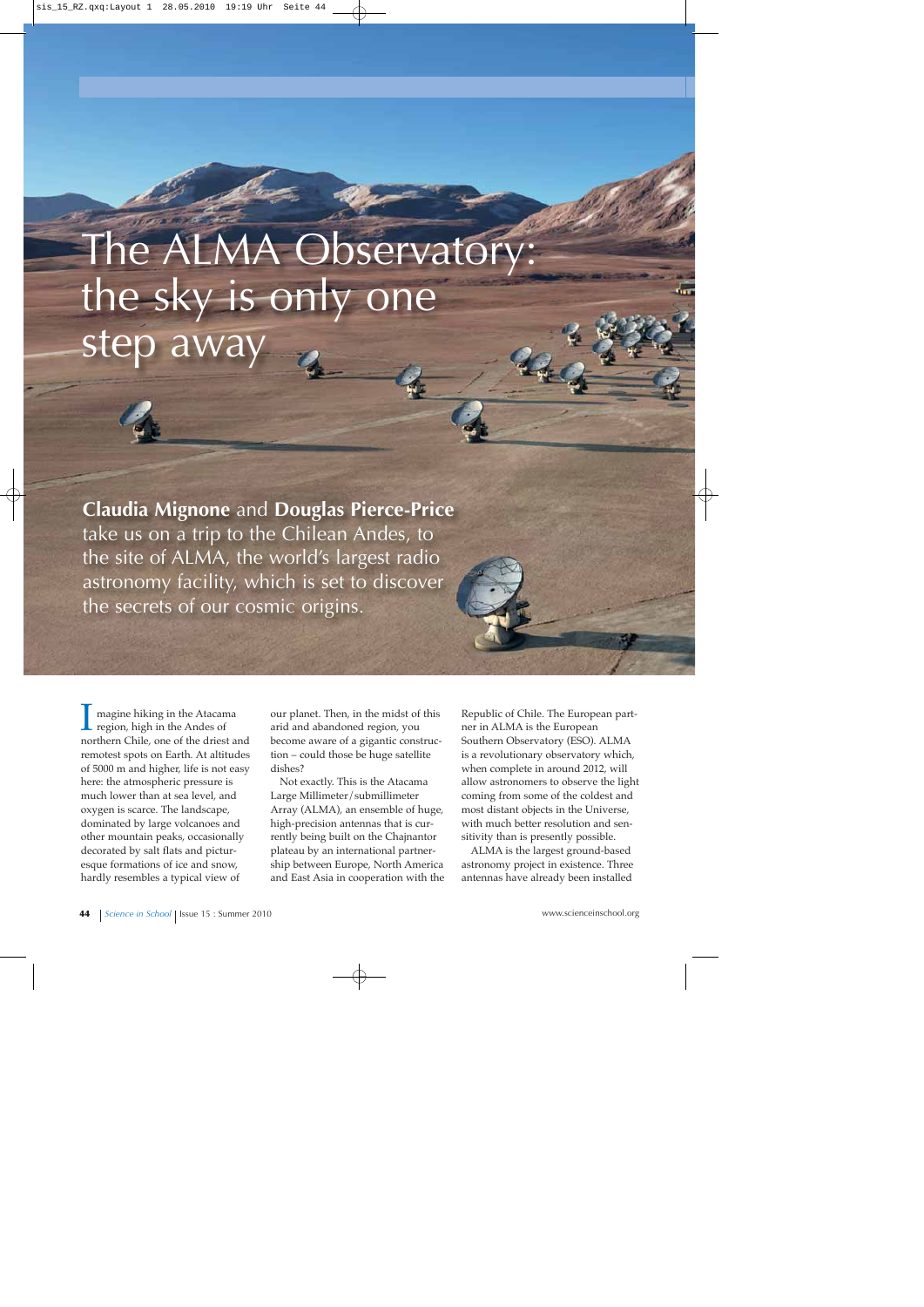# The ALMA Observatory: the sky is only one step away

**Claudia Mignone** and **Douglas Pierce-Price** take us on a trip to the Chilean Andes, to the site of ALMA, the world's largest radio astronomy facility, which is set to discover the secrets of our cosmic origins.

Imagine hiking in the Atacama region, high in the Andes of northern Chile, one of the driest and remotest spots on Earth. At altitudes of 5000 m and higher, life is not easy here: the atmospheric pressure is much lower than at sea level, and oxygen is scarce. The landscape, dominated by large volcanoes and other mountain peaks, occasionally decorated by salt flats and picturesque formations of ice and snow, hardly resembles a typical view of our planet. Then, in the midst of this arid and abandoned region, you become aware of a gigantic construction – could those be huge satellite dishes?

Not exactly. This is the Atacama Large Millimeter/submillimeter Array (ALMA), an ensemble of huge, high-precision antennas that is currently being built on the Chajnantor plateau by an international partnership between Europe, North America and East Asia in cooperation with the Republic of Chile. The European partner in ALMA is the European Southern Observatory (ESO). ALMA is a revolutionary observatory which, when complete in around 2012, will allow astronomers to observe the light coming from some of the coldest and most distant objects in the Universe, with much better resolution and sensitivity than is presently possible.

ALMA is the largest ground-based astronomy project in existence. Three antennas have already been installed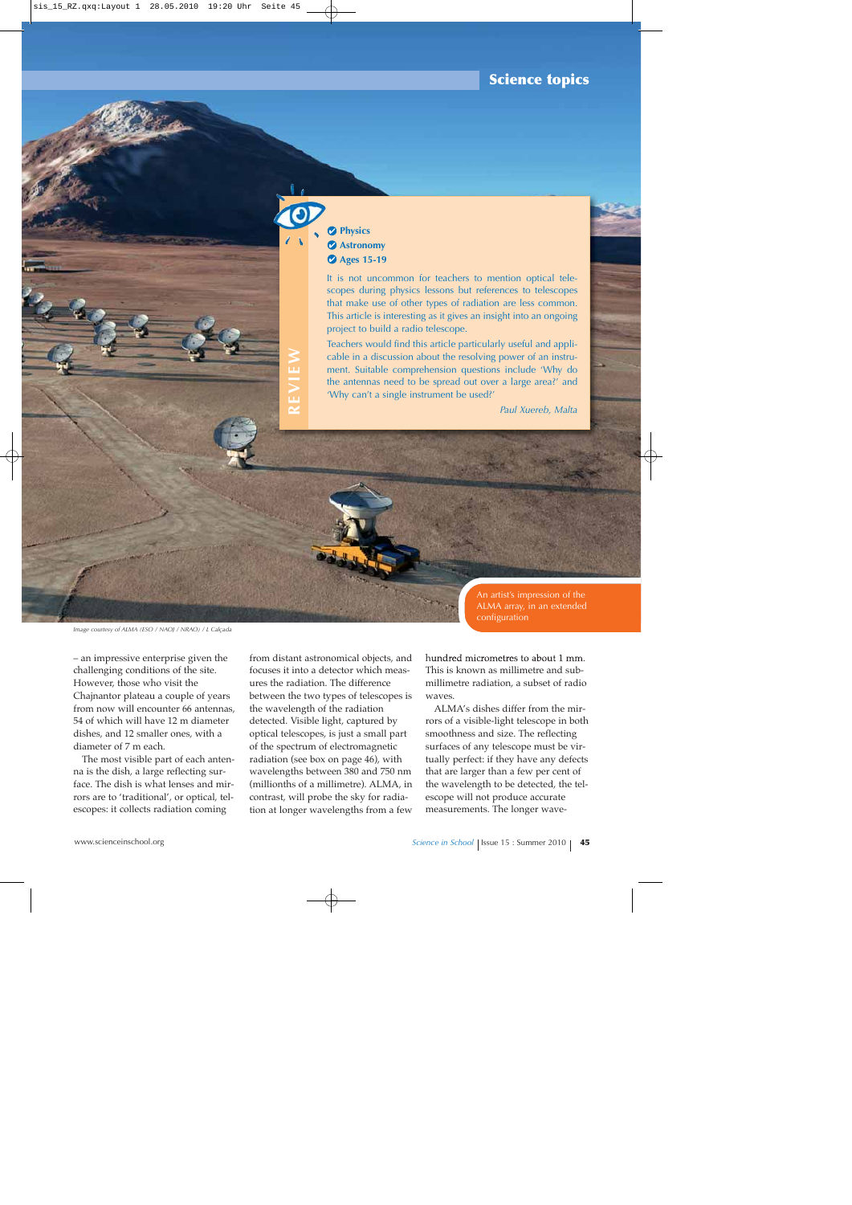## REVIEW

- Physics
- Astronomy
- Ages 15-19

It is not uncommon for teachers to mention optical telescopes during physics lessons but references to telescopes that make use of other types of radiation are less common. This article is interesting as it gives an insight into an ongoing project to build a radio telescope.

Teachers would find this article particularly useful and applicable in a discussion about the resolving power of an instrument. Suitable comprehension questions include 'Why do the antennas need to be spread out over a large area?' and 'Why can't a single instrument be used?'

*Paul Xuereb, Malta*

An artist's impression of the ALMA array, in an extended configuration

*Image courtesy of ALMA (ESO / NAOJ / NRAO) / L Calçada*

– an impressive enterprise given the challenging conditions of the site. However, those who visit the Chajnantor plateau a couple of years from now will encounter 66 antennas, 54 of which will have 12 m diameter dishes, and 12 smaller ones, with a diameter of 7 m each.

The most visible part of each antenna is the dish, a large reflecting surface. The dish is what lenses and mirrors are to 'traditional', or optical, telescopes: it collects radiation coming from distant astronomical objects, and focuses it into a detector which measures the radiation. The difference between the two types of telescopes is the wavelength of the radiation detected. Visible light, captured by optical telescopes, is just a small part of the spectrum of electromagnetic radiation (see box on page 46), with wavelengths between 380 and 750 nm (millionths of a millimetre). ALMA, in contrast, will probe the sky for radiation at longer wavelengths from a few hundred micrometres to about 1 mm. This is known as millimetre and sub-millimetre radiation, a subset of radio waves.

ALMA's dishes differ from the mirrors of a visible-light telescope in both smoothness and size. The reflecting surfaces of any telescope must be virtually perfect: if they have any defects that are larger than a few per cent of the wavelength to be detected, the telescope will not produce accurate measurements. The longer wave-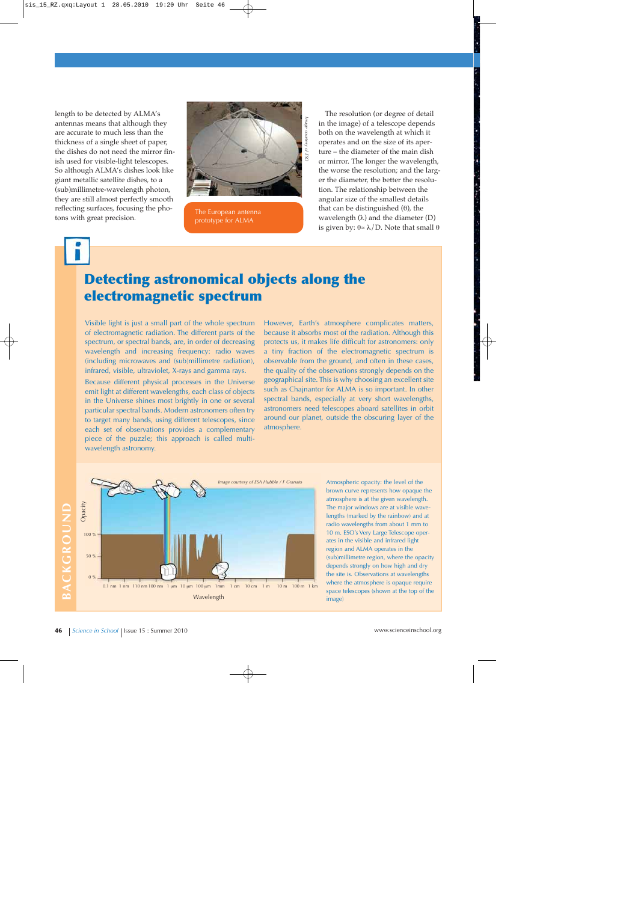length to be detected by ALMA's antennas means that although they are accurate to much less than the thickness of a single sheet of paper, the dishes do not need the mirror finish used for visible-light telescopes. So although ALMA's dishes look like giant metallic satellite dishes, to a (sub)millimetre-wavelength photon, they are still almost perfectly smooth reflecting surfaces, focusing the photons with great precision.

*Image courtesy of ESO*

The European antenna prototype for ALMA

The resolution (or degree of detail in the image) of a telescope depends both on the wavelength at which it operates and on the size of its aperture – the diameter of the main dish or mirror. The longer the wavelength, the worse the resolution; and the larger the diameter, the better the resolution. The relationship between the angular size of the smallest details that can be distinguished ($\theta$), the wavelength ($\lambda$) and the diameter (D) is given by: $\theta \approx \lambda/D$. Note that small $\theta$

## Detecting astronomical objects along the electromagnetic spectrum

Visible light is just a small part of the whole spectrum of electromagnetic radiation. The different parts of the spectrum, or spectral bands, are, in order of decreasing wavelength and increasing frequency: radio waves (including microwaves and (sub)millimetre radiation), infrared, visible, ultraviolet, X-rays and gamma rays.

Because different physical processes in the Universe emit light at different wavelengths, each class of objects in the Universe shines most brightly in one or several particular spectral bands. Modern astronomers often try to target many bands, using different telescopes, since each set of observations provides a complementary piece of the puzzle; this approach is called multi-wavelength astronomy.

However, Earth's atmosphere complicates matters, because it absorbs most of the radiation. Although this protects us, it makes life difficult for astronomers: only a tiny fraction of the electromagnetic spectrum is observable from the ground, and often in these cases, the quality of the observations strongly depends on the geographical site. This is why choosing an excellent site such as Chajnantor for ALMA is so important. In other spectral bands, especially at very short wavelengths, astronomers need telescopes aboard satellites in orbit around our planet, outside the obscuring layer of the atmosphere.

*Image courtesy of ESA Hubble / F Granato*

Atmospheric opacity: the level of the brown curve represents how opaque the atmosphere is at the given wavelength. The major windows are at visible wavelengths (marked by the rainbow) and at radio wavelengths from about 1 mm to 10 m. ESO's Very Large Telescope operates in the visible and infrared light region and ALMA operates in the (sub)millimetre region, where the opacity depends strongly on how high and dry the site is. Observations at wavelengths where the atmosphere is opaque require space telescopes (shown at the top of the image)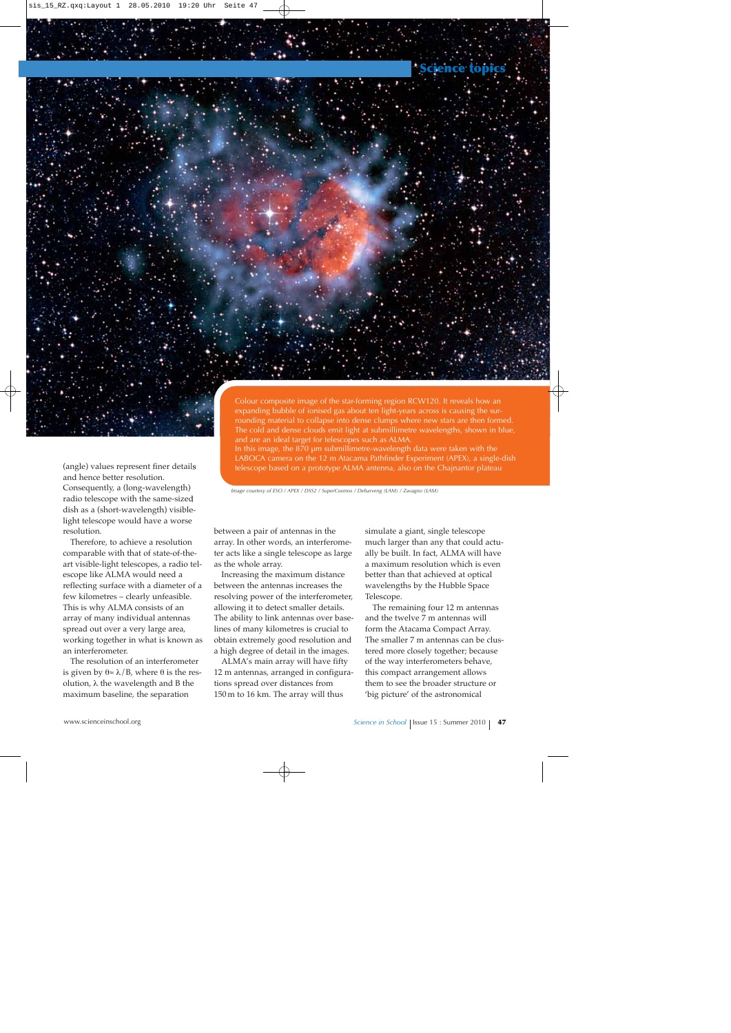Colour composite image of the star-forming region RCW120. It reveals how an expanding bubble of ionised gas about ten light-years across is causing the surrounding material to collapse into dense clumps where new stars are then formed. The cold and dense clouds emit light at submillimetre wavelengths, shown in blue, and are an ideal target for telescopes such as ALMA.
In this image, the 870 µm submillimetre-wavelength data were taken with the LABOCA camera on the 12 m Atacama Pathfinder Experiment (APEX), a single-dish telescope based on a prototype ALMA antenna, also on the Chajnantor plateau

*Image courtesy of ESO / APEX / DSS2 / SuperCosmos / Deharveng (LAM) / Zavagno (LAM)*

(angle) values represent finer details and hence better resolution. Consequently, a (long-wavelength) radio telescope with the same-sized dish as a (short-wavelength) visible-light telescope would have a worse resolution.

Therefore, to achieve a resolution comparable with that of state-of-the-art visible-light telescopes, a radio telescope like ALMA would need a reflecting surface with a diameter of a few kilometres – clearly unfeasible. This is why ALMA consists of an array of many individual antennas spread out over a very large area, working together in what is known as an interferometer.

The resolution of an interferometer is given by $\theta \approx \lambda/B$, where $\theta$ is the resolution, $\lambda$ the wavelength and B the maximum baseline, the separation between a pair of antennas in the array. In other words, an interferometer acts like a single telescope as large as the whole array.

Increasing the maximum distance between the antennas increases the resolving power of the interferometer, allowing it to detect smaller details. The ability to link antennas over baselines of many kilometres is crucial to obtain extremely good resolution and a high degree of detail in the images.

ALMA's main array will have fifty 12 m antennas, arranged in configurations spread over distances from 150 m to 16 km. The array will thus simulate a giant, single telescope much larger than any that could actually be built. In fact, ALMA will have a maximum resolution which is even better than that achieved at optical wavelengths by the Hubble Space Telescope.

The remaining four 12 m antennas and the twelve 7 m antennas will form the Atacama Compact Array. The smaller 7 m antennas can be clustered more closely together; because of the way interferometers behave, this compact arrangement allows them to see the broader structure or 'big picture' of the astronomical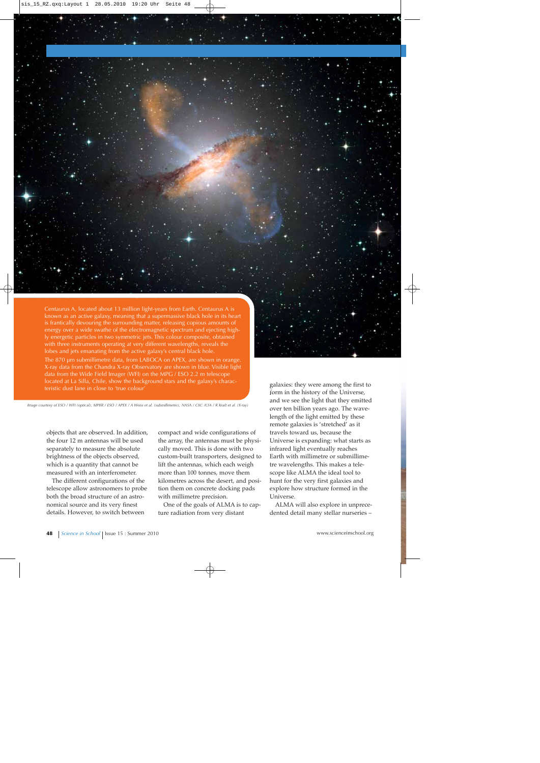Centaurus A, located about 13 million light-years from Earth. Centaurus A is known as an active galaxy, meaning that a supermassive black hole in its heart is frantically devouring the surrounding matter, releasing copious amounts of energy over a wide swathe of the electromagnetic spectrum and ejecting highly energetic particles in two symmetric jets. This colour composite, obtained with three instruments operating at very different wavelengths, reveals the lobes and jets emanating from the active galaxy's central black hole.

The 870 µm submillimetre data, from LABOCA on APEX, are shown in orange. X-ray data from the Chandra X-ray Observatory are shown in blue. Visible light data from the Wide Field Imager (WFI) on the MPG / ESO 2.2 m telescope located at La Silla, Chile, show the background stars and the galaxy's characteristic dust lane in close to 'true colour'

*Image courtesy of ESO / WFI (optical); MPIfR / ESO / APEX / A Weiss et al. (submillimetre); NASA / CXC /CfA / R Kraft et al. (X-ray)*

objects that are observed. In addition, the four 12 m antennas will be used separately to measure the absolute brightness of the objects observed, which is a quantity that cannot be measured with an interferometer.

The different configurations of the telescope allow astronomers to probe both the broad structure of an astronomical source and its very finest details. However, to switch between compact and wide configurations of the array, the antennas must be physically moved. This is done with two custom-built transporters, designed to lift the antennas, which each weigh more than 100 tonnes, move them kilometres across the desert, and position them on concrete docking pads with millimetre precision.

One of the goals of ALMA is to capture radiation from very distant galaxies: they were among the first to form in the history of the Universe, and we see the light that they emitted over ten billion years ago. The wavelength of the light emitted by these remote galaxies is 'stretched' as it travels toward us, because the Universe is expanding: what starts as infrared light eventually reaches Earth with millimetre or submillimetre wavelengths. This makes a telescope like ALMA the ideal tool to hunt for the very first galaxies and explore how structure formed in the Universe.

ALMA will also explore in unprecedented detail many stellar nurseries –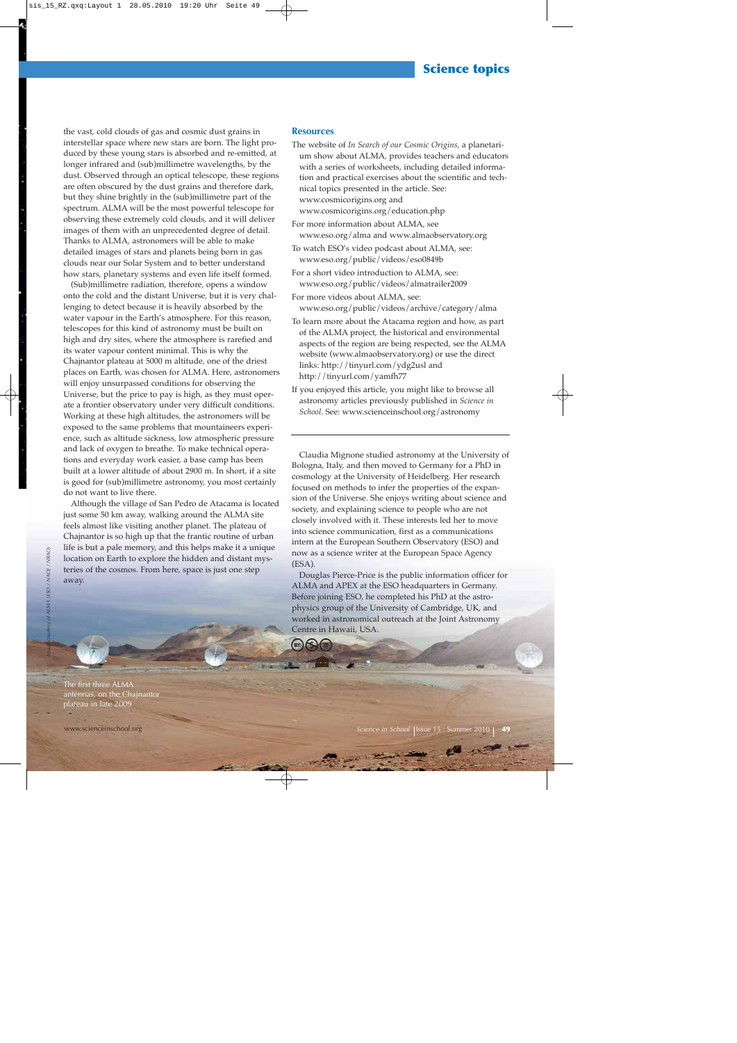the vast, cold clouds of gas and cosmic dust grains in interstellar space where new stars are born. The light produced by these young stars is absorbed and re-emitted, at longer infrared and (sub)millimetre wavelengths, by the dust. Observed through an optical telescope, these regions are often obscured by the dust grains and therefore dark, but they shine brightly in the (sub)millimetre part of the spectrum. ALMA will be the most powerful telescope for observing these extremely cold clouds, and it will deliver images of them with an unprecedented degree of detail. Thanks to ALMA, astronomers will be able to make detailed images of stars and planets being born in gas clouds near our Solar System and to better understand how stars, planetary systems and even life itself formed.

(Sub)millimetre radiation, therefore, opens a window onto the cold and the distant Universe, but it is very challenging to detect because it is heavily absorbed by the water vapour in the Earth's atmosphere. For this reason, telescopes for this kind of astronomy must be built on high and dry sites, where the atmosphere is rarefied and its water vapour content minimal. This is why the Chajnantor plateau at 5000 m altitude, one of the driest places on Earth, was chosen for ALMA. Here, astronomers will enjoy unsurpassed conditions for observing the Universe, but the price to pay is high, as they must operate a frontier observatory under very difficult conditions. Working at these high altitudes, the astronomers will be exposed to the same problems that mountaineers experience, such as altitude sickness, low atmospheric pressure and lack of oxygen to breathe. To make technical operations and everyday work easier, a base camp has been built at a lower altitude of about 2900 m. In short, if a site is good for (sub)millimetre astronomy, you most certainly do not want to live there.

Although the village of San Pedro de Atacama is located just some 50 km away, walking around the ALMA site feels almost like visiting another planet. The plateau of Chajnantor is so high up that the frantic routine of urban life is but a pale memory, and this helps make it a unique location on Earth to explore the hidden and distant mysteries of the cosmos. From here, space is just one step away.

## Resources

The website of *In Search of our Cosmic Origins*, a planetarium show about ALMA, provides teachers and educators with a series of worksheets, including detailed information and practical exercises about the scientific and technical topics presented in the article. See: www.cosmicorigins.org and www.cosmicorigins.org/education.php

For more information about ALMA, see www.eso.org/alma and www.almaobservatory.org

To watch ESO's video podcast about ALMA, see: www.eso.org/public/videos/eso0849b

For a short video introduction to ALMA, see: www.eso.org/public/videos/almatrailer2009

For more videos about ALMA, see: www.eso.org/public/videos/archive/category/alma

To learn more about the Atacama region and how, as part of the ALMA project, the historical and environmental aspects of the region are being respected, see the ALMA website (www.almaobservatory.org) or use the direct links: http://tinyurl.com/ydg2usl and http://tinyurl.com/yamfh77

If you enjoyed this article, you might like to browse all astronomy articles previously published in *Science in School*. See: www.scienceinschool.org/astronomy

---

Claudia Mignone studied astronomy at the University of Bologna, Italy, and then moved to Germany for a PhD in cosmology at the University of Heidelberg. Her research focused on methods to infer the properties of the expansion of the Universe. She enjoys writing about science and society, and explaining science to people who are not closely involved with it. These interests led her to move into science communication, first as a communications intern at the European Southern Observatory (ESO) and now as a science writer at the European Space Agency (ESA).

Douglas Pierce-Price is the public information officer for ALMA and APEX at the ESO headquarters in Germany. Before joining ESO, he completed his PhD at the astrophysics group of the University of Cambridge, UK, and worked in astronomical outreach at the Joint Astronomy Centre in Hawaii, USA.

Image courtesy of ALMA (ESO / NAOJ / NRAO)

The first three ALMA antennas, on the Chajnantor plateau in late 2009